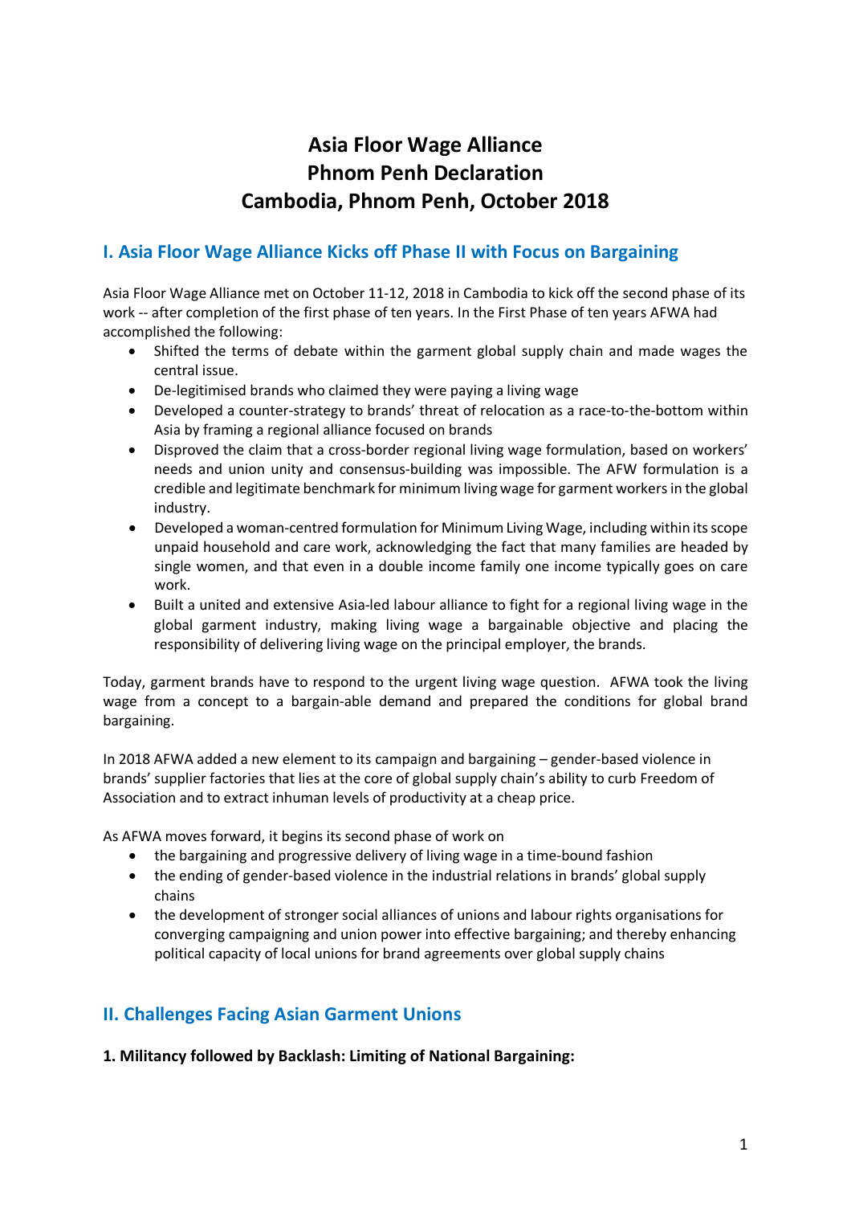# Asia Floor Wage Alliance
# Phnom Penh Declaration
# Cambodia, Phnom Penh, October 2018

## I. Asia Floor Wage Alliance Kicks off Phase II with Focus on Bargaining

Asia Floor Wage Alliance met on October 11-12, 2018 in Cambodia to kick off the second phase of its work -- after completion of the first phase of ten years. In the First Phase of ten years AFWA had accomplished the following:

- Shifted the terms of debate within the garment global supply chain and made wages the central issue.
- De-legitimised brands who claimed they were paying a living wage
- Developed a counter-strategy to brands' threat of relocation as a race-to-the-bottom within Asia by framing a regional alliance focused on brands
- Disproved the claim that a cross-border regional living wage formulation, based on workers' needs and union unity and consensus-building was impossible. The AFW formulation is a credible and legitimate benchmark for minimum living wage for garment workers in the global industry.
- Developed a woman-centred formulation for Minimum Living Wage, including within its scope unpaid household and care work, acknowledging the fact that many families are headed by single women, and that even in a double income family one income typically goes on care work.
- Built a united and extensive Asia-led labour alliance to fight for a regional living wage in the global garment industry, making living wage a bargainable objective and placing the responsibility of delivering living wage on the principal employer, the brands.

Today, garment brands have to respond to the urgent living wage question. AFWA took the living wage from a concept to a bargain-able demand and prepared the conditions for global brand bargaining.

In 2018 AFWA added a new element to its campaign and bargaining – gender-based violence in brands' supplier factories that lies at the core of global supply chain's ability to curb Freedom of Association and to extract inhuman levels of productivity at a cheap price.

As AFWA moves forward, it begins its second phase of work on

- the bargaining and progressive delivery of living wage in a time-bound fashion
- the ending of gender-based violence in the industrial relations in brands' global supply chains
- the development of stronger social alliances of unions and labour rights organisations for converging campaigning and union power into effective bargaining; and thereby enhancing political capacity of local unions for brand agreements over global supply chains

## II. Challenges Facing Asian Garment Unions

### 1. Militancy followed by Backlash: Limiting of National Bargaining: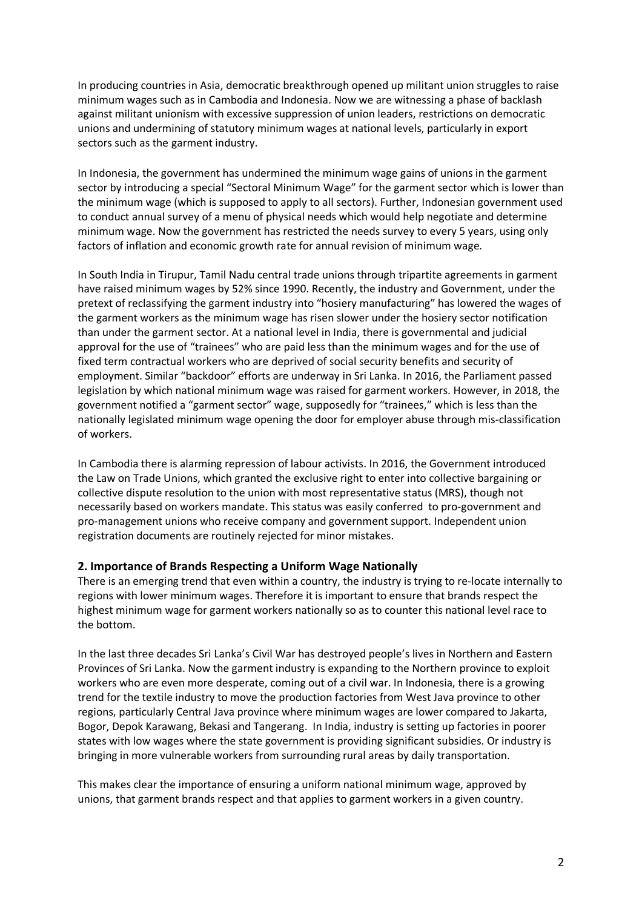In producing countries in Asia, democratic breakthrough opened up militant union struggles to raise minimum wages such as in Cambodia and Indonesia. Now we are witnessing a phase of backlash against militant unionism with excessive suppression of union leaders, restrictions on democratic unions and undermining of statutory minimum wages at national levels, particularly in export sectors such as the garment industry.

In Indonesia, the government has undermined the minimum wage gains of unions in the garment sector by introducing a special "Sectoral Minimum Wage" for the garment sector which is lower than the minimum wage (which is supposed to apply to all sectors). Further, Indonesian government used to conduct annual survey of a menu of physical needs which would help negotiate and determine minimum wage. Now the government has restricted the needs survey to every 5 years, using only factors of inflation and economic growth rate for annual revision of minimum wage.

In South India in Tirupur, Tamil Nadu central trade unions through tripartite agreements in garment have raised minimum wages by 52% since 1990. Recently, the industry and Government, under the pretext of reclassifying the garment industry into "hosiery manufacturing" has lowered the wages of the garment workers as the minimum wage has risen slower under the hosiery sector notification than under the garment sector. At a national level in India, there is governmental and judicial approval for the use of "trainees" who are paid less than the minimum wages and for the use of fixed term contractual workers who are deprived of social security benefits and security of employment. Similar "backdoor" efforts are underway in Sri Lanka. In 2016, the Parliament passed legislation by which national minimum wage was raised for garment workers. However, in 2018, the government notified a "garment sector" wage, supposedly for "trainees," which is less than the nationally legislated minimum wage opening the door for employer abuse through mis-classification of workers.

In Cambodia there is alarming repression of labour activists. In 2016, the Government introduced the Law on Trade Unions, which granted the exclusive right to enter into collective bargaining or collective dispute resolution to the union with most representative status (MRS), though not necessarily based on workers mandate. This status was easily conferred to pro-government and pro-management unions who receive company and government support. Independent union registration documents are routinely rejected for minor mistakes.

## 2. Importance of Brands Respecting a Uniform Wage Nationally

There is an emerging trend that even within a country, the industry is trying to re-locate internally to regions with lower minimum wages. Therefore it is important to ensure that brands respect the highest minimum wage for garment workers nationally so as to counter this national level race to the bottom.

In the last three decades Sri Lanka's Civil War has destroyed people's lives in Northern and Eastern Provinces of Sri Lanka. Now the garment industry is expanding to the Northern province to exploit workers who are even more desperate, coming out of a civil war. In Indonesia, there is a growing trend for the textile industry to move the production factories from West Java province to other regions, particularly Central Java province where minimum wages are lower compared to Jakarta, Bogor, Depok Karawang, Bekasi and Tangerang. In India, industry is setting up factories in poorer states with low wages where the state government is providing significant subsidies. Or industry is bringing in more vulnerable workers from surrounding rural areas by daily transportation.

This makes clear the importance of ensuring a uniform national minimum wage, approved by unions, that garment brands respect and that applies to garment workers in a given country.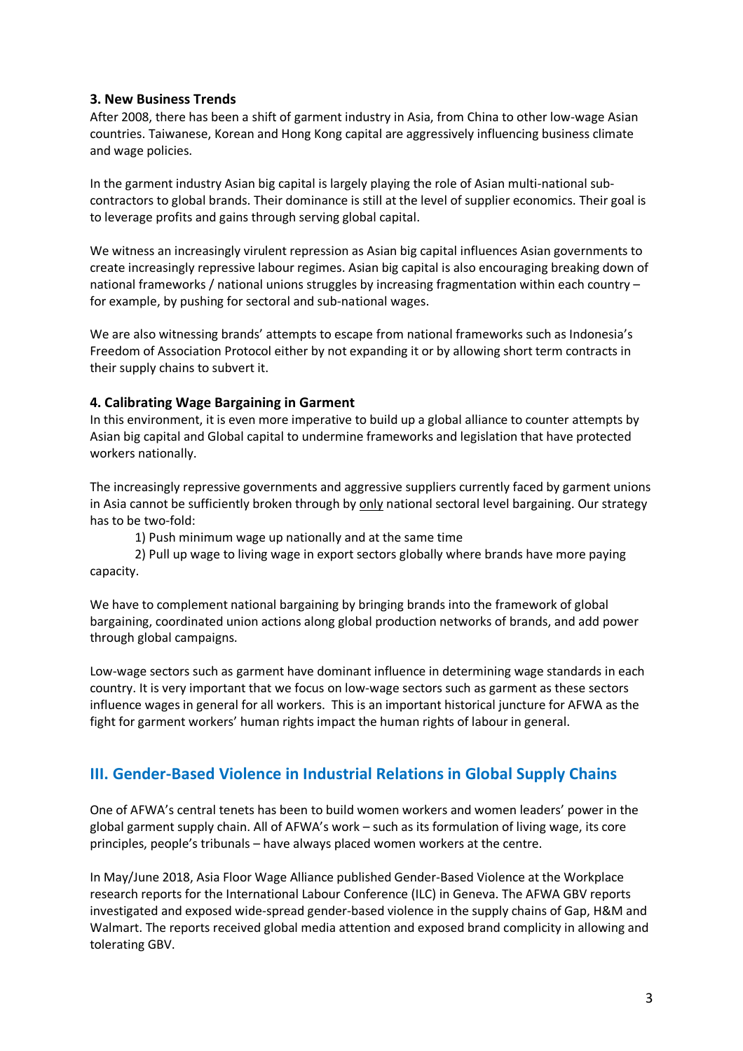### 3. New Business Trends

After 2008, there has been a shift of garment industry in Asia, from China to other low-wage Asian countries. Taiwanese, Korean and Hong Kong capital are aggressively influencing business climate and wage policies.

In the garment industry Asian big capital is largely playing the role of Asian multi-national sub-contractors to global brands. Their dominance is still at the level of supplier economics. Their goal is to leverage profits and gains through serving global capital.

We witness an increasingly virulent repression as Asian big capital influences Asian governments to create increasingly repressive labour regimes. Asian big capital is also encouraging breaking down of national frameworks / national unions struggles by increasing fragmentation within each country – for example, by pushing for sectoral and sub-national wages.

We are also witnessing brands' attempts to escape from national frameworks such as Indonesia's Freedom of Association Protocol either by not expanding it or by allowing short term contracts in their supply chains to subvert it.

### 4. Calibrating Wage Bargaining in Garment

In this environment, it is even more imperative to build up a global alliance to counter attempts by Asian big capital and Global capital to undermine frameworks and legislation that have protected workers nationally.

The increasingly repressive governments and aggressive suppliers currently faced by garment unions in Asia cannot be sufficiently broken through by <u>only</u> national sectoral level bargaining. Our strategy has to be two-fold:

1) Push minimum wage up nationally and at the same time
2) Pull up wage to living wage in export sectors globally where brands have more paying capacity.

We have to complement national bargaining by bringing brands into the framework of global bargaining, coordinated union actions along global production networks of brands, and add power through global campaigns.

Low-wage sectors such as garment have dominant influence in determining wage standards in each country. It is very important that we focus on low-wage sectors such as garment as these sectors influence wages in general for all workers. This is an important historical juncture for AFWA as the fight for garment workers' human rights impact the human rights of labour in general.

## III. Gender-Based Violence in Industrial Relations in Global Supply Chains

One of AFWA's central tenets has been to build women workers and women leaders' power in the global garment supply chain. All of AFWA's work – such as its formulation of living wage, its core principles, people's tribunals – have always placed women workers at the centre.

In May/June 2018, Asia Floor Wage Alliance published Gender-Based Violence at the Workplace research reports for the International Labour Conference (ILC) in Geneva. The AFWA GBV reports investigated and exposed wide-spread gender-based violence in the supply chains of Gap, H&M and Walmart. The reports received global media attention and exposed brand complicity in allowing and tolerating GBV.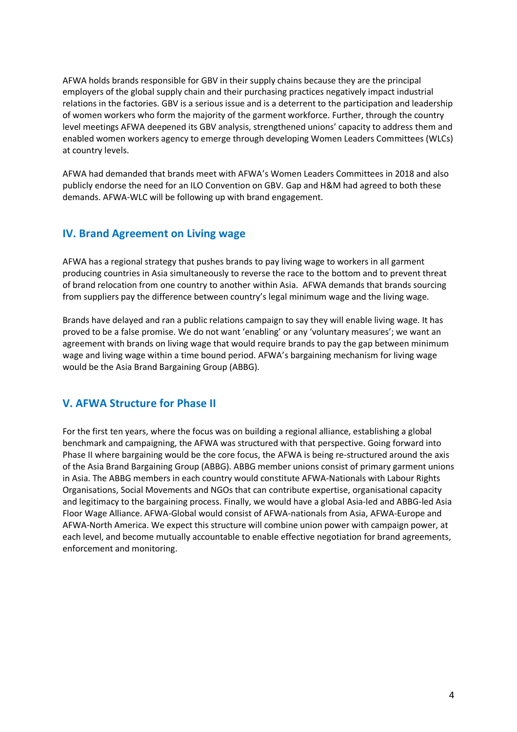AFWA holds brands responsible for GBV in their supply chains because they are the principal employers of the global supply chain and their purchasing practices negatively impact industrial relations in the factories. GBV is a serious issue and is a deterrent to the participation and leadership of women workers who form the majority of the garment workforce. Further, through the country level meetings AFWA deepened its GBV analysis, strengthened unions' capacity to address them and enabled women workers agency to emerge through developing Women Leaders Committees (WLCs) at country levels.

AFWA had demanded that brands meet with AFWA's Women Leaders Committees in 2018 and also publicly endorse the need for an ILO Convention on GBV. Gap and H&M had agreed to both these demands. AFWA-WLC will be following up with brand engagement.

## IV. Brand Agreement on Living wage

AFWA has a regional strategy that pushes brands to pay living wage to workers in all garment producing countries in Asia simultaneously to reverse the race to the bottom and to prevent threat of brand relocation from one country to another within Asia. AFWA demands that brands sourcing from suppliers pay the difference between country's legal minimum wage and the living wage.

Brands have delayed and ran a public relations campaign to say they will enable living wage. It has proved to be a false promise. We do not want 'enabling' or any 'voluntary measures'; we want an agreement with brands on living wage that would require brands to pay the gap between minimum wage and living wage within a time bound period. AFWA's bargaining mechanism for living wage would be the Asia Brand Bargaining Group (ABBG).

## V. AFWA Structure for Phase II

For the first ten years, where the focus was on building a regional alliance, establishing a global benchmark and campaigning, the AFWA was structured with that perspective. Going forward into Phase II where bargaining would be the core focus, the AFWA is being re-structured around the axis of the Asia Brand Bargaining Group (ABBG). ABBG member unions consist of primary garment unions in Asia. The ABBG members in each country would constitute AFWA-Nationals with Labour Rights Organisations, Social Movements and NGOs that can contribute expertise, organisational capacity and legitimacy to the bargaining process. Finally, we would have a global Asia-led and ABBG-led Asia Floor Wage Alliance. AFWA-Global would consist of AFWA-nationals from Asia, AFWA-Europe and AFWA-North America. We expect this structure will combine union power with campaign power, at each level, and become mutually accountable to enable effective negotiation for brand agreements, enforcement and monitoring.